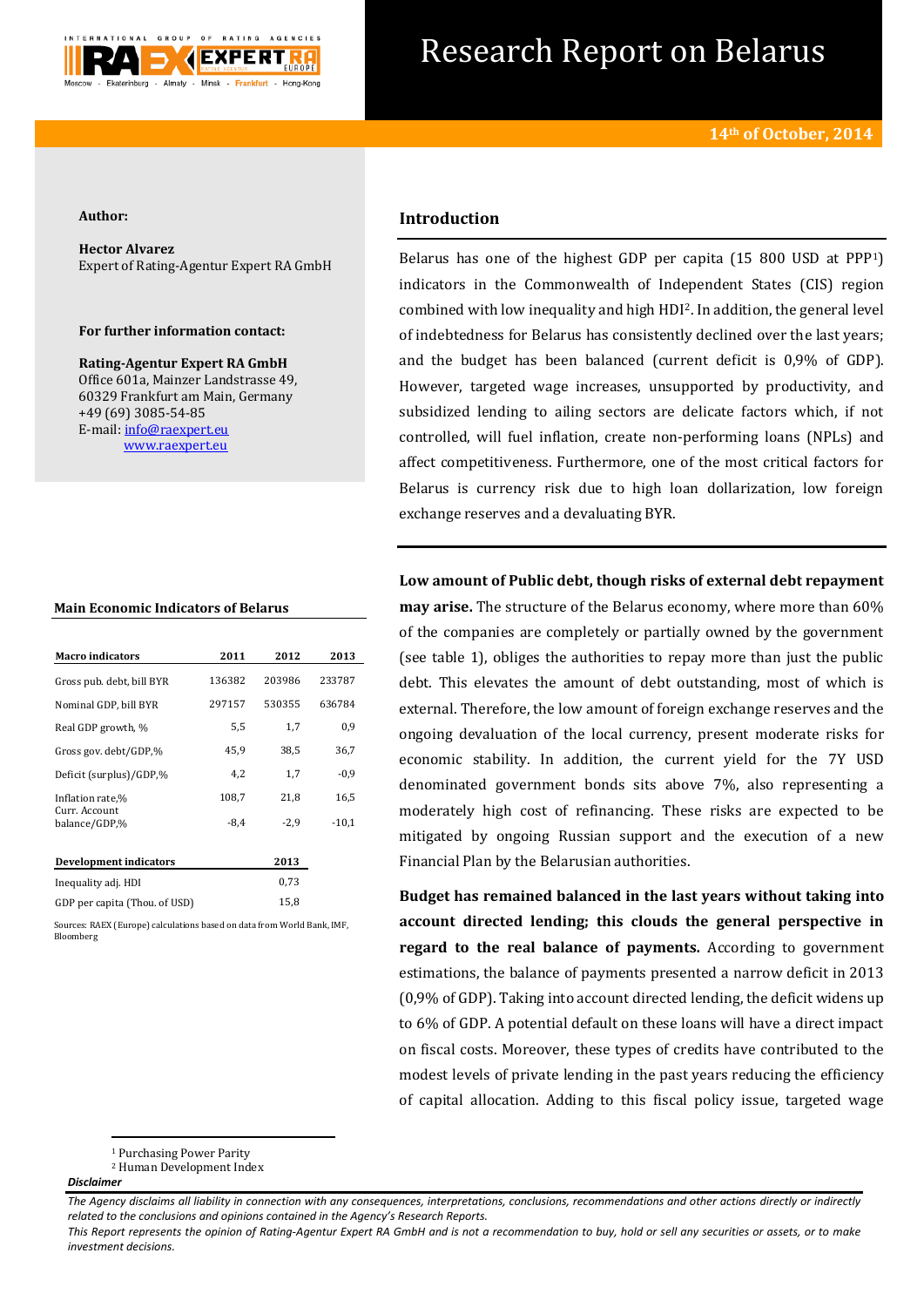# Research Report on Belarus

**14th of October, 2014**

**Author:**

**Hector Alvarez**
Expert of Rating-Agentur Expert RA GmbH

**For further information contact:**

**Rating-Agentur Expert RA GmbH**
Office 601a, Mainzer Landstrasse 49,
60329 Frankfurt am Main, Germany
+49 (69) 3085-54-85
E-mail: info@raexpert.eu
www.raexpert.eu

## Introduction

Belarus has one of the highest GDP per capita (15 800 USD at PPP[1]) indicators in the Commonwealth of Independent States (CIS) region combined with low inequality and high HDI[2]. In addition, the general level of indebtedness for Belarus has consistently declined over the last years; and the budget has been balanced (current deficit is 0,9% of GDP). However, targeted wage increases, unsupported by productivity, and subsidized lending to ailing sectors are delicate factors which, if not controlled, will fuel inflation, create non-performing loans (NPLs) and affect competitiveness. Furthermore, one of the most critical factors for Belarus is currency risk due to high loan dollarization, low foreign exchange reserves and a devaluating BYR.

**Main Economic Indicators of Belarus**

| Macro indicators | 2011 | 2012 | 2013 |
|---|---|---|---|
| Gross pub. debt, bill BYR | 136382 | 203986 | 233787 |
| Nominal GDP, bill BYR | 297157 | 530355 | 636784 |
| Real GDP growth, % | 5,5 | 1,7 | 0,9 |
| Gross gov. debt/GDP,% | 45,9 | 38,5 | 36,7 |
| Deficit (surplus)/GDP,% | 4,2 | 1,7 | -0,9 |
| Inflation rate,% | 108,7 | 21,8 | 16,5 |
| Curr. Account balance/GDP,% | -8,4 | -2,9 | -10,1 |

| Development indicators | 2013 |
|---|---|
| Inequality adj. HDI | 0,73 |
| GDP per capita (Thou. of USD) | 15,8 |

Sources: RAEX (Europe) calculations based on data from World Bank, IMF, Bloomberg

**Low amount of Public debt, though risks of external debt repayment may arise.** The structure of the Belarus economy, where more than 60% of the companies are completely or partially owned by the government (see table 1), obliges the authorities to repay more than just the public debt. This elevates the amount of debt outstanding, most of which is external. Therefore, the low amount of foreign exchange reserves and the ongoing devaluation of the local currency, present moderate risks for economic stability. In addition, the current yield for the 7Y USD denominated government bonds sits above 7%, also representing a moderately high cost of refinancing. These risks are expected to be mitigated by ongoing Russian support and the execution of a new Financial Plan by the Belarusian authorities.

**Budget has remained balanced in the last years without taking into account directed lending; this clouds the general perspective in regard to the real balance of payments.** According to government estimations, the balance of payments presented a narrow deficit in 2013 (0,9% of GDP). Taking into account directed lending, the deficit widens up to 6% of GDP. A potential default on these loans will have a direct impact on fiscal costs. Moreover, these types of credits have contributed to the modest levels of private lending in the past years reducing the efficiency of capital allocation. Adding to this fiscal policy issue, targeted wage

[1] Purchasing Power Parity
[2] Human Development Index

***Disclaimer***

*The Agency disclaims all liability in connection with any consequences, interpretations, conclusions, recommendations and other actions directly or indirectly related to the conclusions and opinions contained in the Agency's Research Reports.*
*This Report represents the opinion of Rating-Agentur Expert RA GmbH and is not a recommendation to buy, hold or sell any securities or assets, or to make investment decisions.*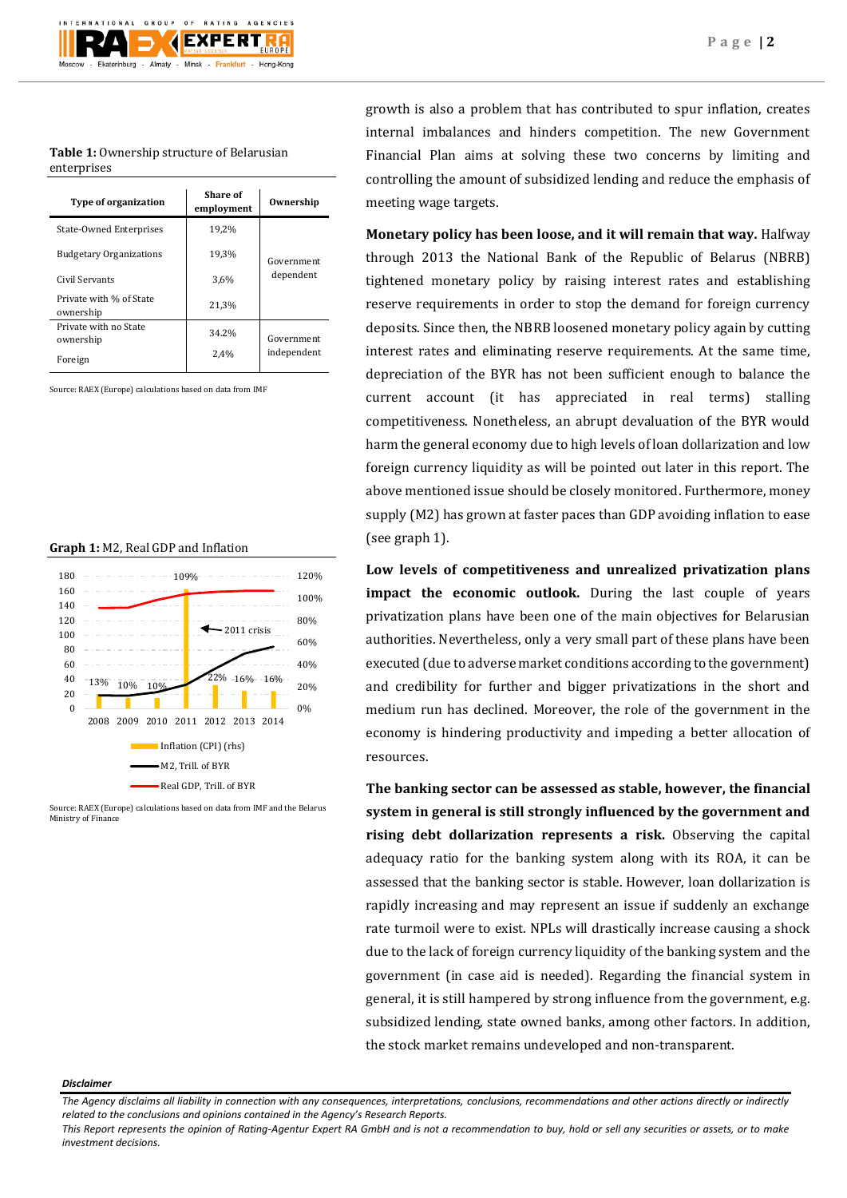**Table 1:** Ownership structure of Belarusian enterprises

| Type of organization | Share of employment | Ownership |
|---|---|---|
| State-Owned Enterprises | 19,2% | Government dependent |
| Budgetary Organizations | 19,3% | |
| Civil Servants | 3,6% | |
| Private with % of State ownership | 21,3% | |
| Private with no State ownership | 34.2% | Government independent |
| Foreign | 2,4% | |

Source: RAEX (Europe) calculations based on data from IMF

**Graph 1:** M2, Real GDP and Inflation

Source: RAEX (Europe) calculations based on data from IMF and the Belarus Ministry of Finance

growth is also a problem that has contributed to spur inflation, creates internal imbalances and hinders competition. The new Government Financial Plan aims at solving these two concerns by limiting and controlling the amount of subsidized lending and reduce the emphasis of meeting wage targets.

**Monetary policy has been loose, and it will remain that way.** Halfway through 2013 the National Bank of the Republic of Belarus (NBRB) tightened monetary policy by raising interest rates and establishing reserve requirements in order to stop the demand for foreign currency deposits. Since then, the NBRB loosened monetary policy again by cutting interest rates and eliminating reserve requirements. At the same time, depreciation of the BYR has not been sufficient enough to balance the current account (it has appreciated in real terms) stalling competitiveness. Nonetheless, an abrupt devaluation of the BYR would harm the general economy due to high levels of loan dollarization and low foreign currency liquidity as will be pointed out later in this report. The above mentioned issue should be closely monitored. Furthermore, money supply (M2) has grown at faster paces than GDP avoiding inflation to ease (see graph 1).

**Low levels of competitiveness and unrealized privatization plans impact the economic outlook.** During the last couple of years privatization plans have been one of the main objectives for Belarusian authorities. Nevertheless, only a very small part of these plans have been executed (due to adverse market conditions according to the government) and credibility for further and bigger privatizations in the short and medium run has declined. Moreover, the role of the government in the economy is hindering productivity and impeding a better allocation of resources.

**The banking sector can be assessed as stable, however, the financial system in general is still strongly influenced by the government and rising debt dollarization represents a risk.** Observing the capital adequacy ratio for the banking system along with its ROA, it can be assessed that the banking sector is stable. However, loan dollarization is rapidly increasing and may represent an issue if suddenly an exchange rate turmoil were to exist. NPLs will drastically increase causing a shock due to the lack of foreign currency liquidity of the banking system and the government (in case aid is needed). Regarding the financial system in general, it is still hampered by strong influence from the government, e.g. subsidized lending, state owned banks, among other factors. In addition, the stock market remains undeveloped and non-transparent.

***Disclaimer***

*The Agency disclaims all liability in connection with any consequences, interpretations, conclusions, recommendations and other actions directly or indirectly related to the conclusions and opinions contained in the Agency's Research Reports.*
*This Report represents the opinion of Rating-Agentur Expert RA GmbH and is not a recommendation to buy, hold or sell any securities or assets, or to make investment decisions.*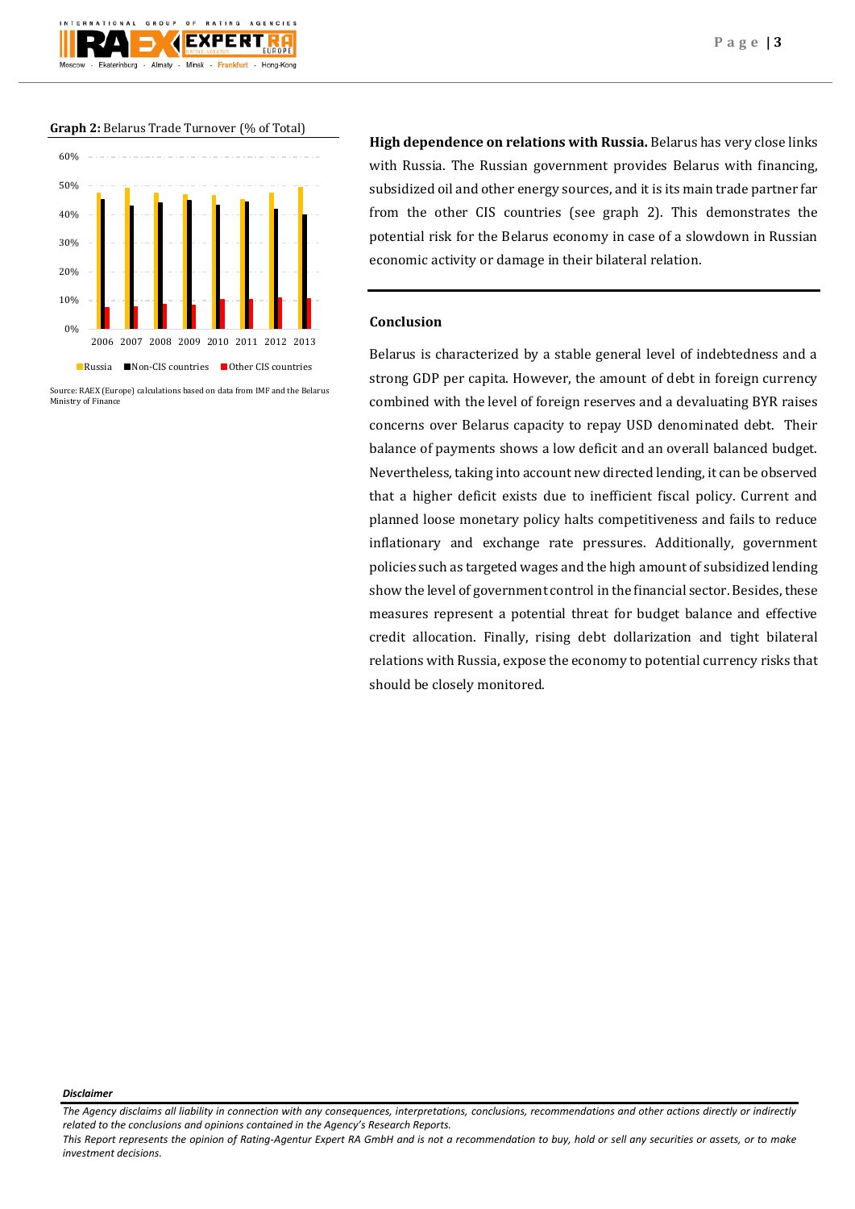**Graph 2:** Belarus Trade Turnover (% of Total)

60%
50%
40%
30%
20%
10%
0%

2006 2007 2008 2009 2010 2011 2012 2013

Russia  Non-CIS countries  Other CIS countries

Source: RAEX (Europe) calculations based on data from IMF and the Belarus Ministry of Finance

**High dependence on relations with Russia.** Belarus has very close links with Russia. The Russian government provides Belarus with financing, subsidized oil and other energy sources, and it is its main trade partner far from the other CIS countries (see graph 2). This demonstrates the potential risk for the Belarus economy in case of a slowdown in Russian economic activity or damage in their bilateral relation.

### Conclusion

Belarus is characterized by a stable general level of indebtedness and a strong GDP per capita. However, the amount of debt in foreign currency combined with the level of foreign reserves and a devaluating BYR raises concerns over Belarus capacity to repay USD denominated debt. Their balance of payments shows a low deficit and an overall balanced budget. Nevertheless, taking into account new directed lending, it can be observed that a higher deficit exists due to inefficient fiscal policy. Current and planned loose monetary policy halts competitiveness and fails to reduce inflationary and exchange rate pressures. Additionally, government policies such as targeted wages and the high amount of subsidized lending show the level of government control in the financial sector. Besides, these measures represent a potential threat for budget balance and effective credit allocation. Finally, rising debt dollarization and tight bilateral relations with Russia, expose the economy to potential currency risks that should be closely monitored.

***Disclaimer***

*The Agency disclaims all liability in connection with any consequences, interpretations, conclusions, recommendations and other actions directly or indirectly related to the conclusions and opinions contained in the Agency's Research Reports.*
*This Report represents the opinion of Rating-Agentur Expert RA GmbH and is not a recommendation to buy, hold or sell any securities or assets, or to make investment decisions.*